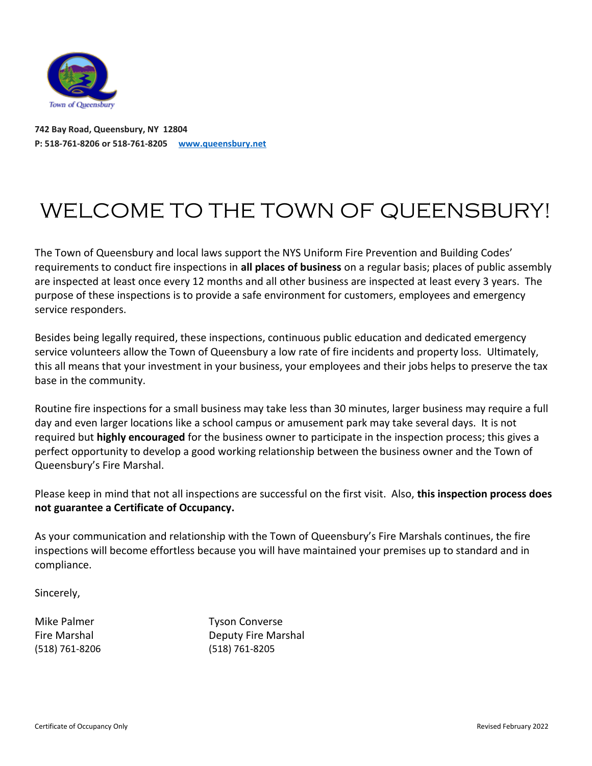Town of Queensbury

**742 Bay Road, Queensbury, NY 12804**
**P: 518-761-8206 or 518-761-8205** [www.queensbury.net](http://www.queensbury.net)

# WELCOME TO THE TOWN OF QUEENSBURY!

The Town of Queensbury and local laws support the NYS Uniform Fire Prevention and Building Codes' requirements to conduct fire inspections in **all places of business** on a regular basis; places of public assembly are inspected at least once every 12 months and all other business are inspected at least every 3 years. The purpose of these inspections is to provide a safe environment for customers, employees and emergency service responders.

Besides being legally required, these inspections, continuous public education and dedicated emergency service volunteers allow the Town of Queensbury a low rate of fire incidents and property loss. Ultimately, this all means that your investment in your business, your employees and their jobs helps to preserve the tax base in the community.

Routine fire inspections for a small business may take less than 30 minutes, larger business may require a full day and even larger locations like a school campus or amusement park may take several days. It is not required but **highly encouraged** for the business owner to participate in the inspection process; this gives a perfect opportunity to develop a good working relationship between the business owner and the Town of Queensbury's Fire Marshal.

Please keep in mind that not all inspections are successful on the first visit. Also, **this inspection process does not guarantee a Certificate of Occupancy.**

As your communication and relationship with the Town of Queensbury's Fire Marshals continues, the fire inspections will become effortless because you will have maintained your premises up to standard and in compliance.

Sincerely,

Mike Palmer
Fire Marshal
(518) 761-8206

Tyson Converse
Deputy Fire Marshal
(518) 761-8205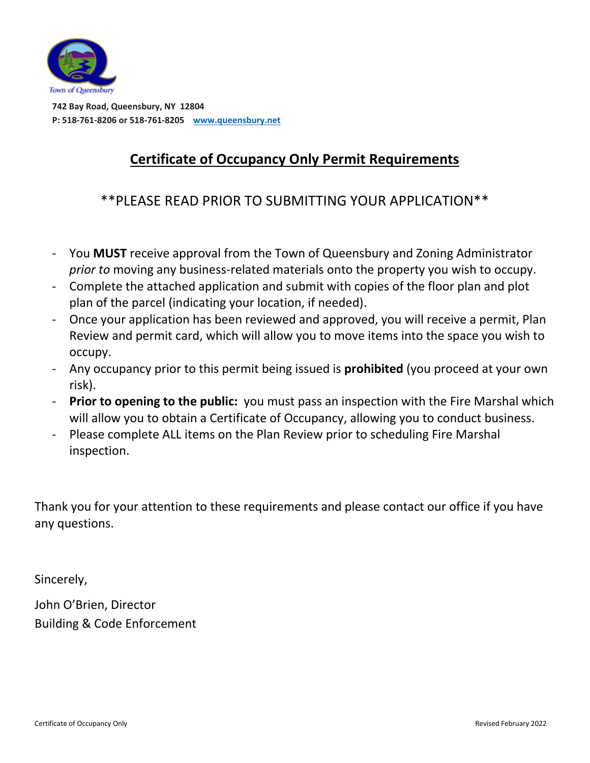Town of Queensbury

**742 Bay Road, Queensbury, NY 12804**
**P: 518-761-8206 or 518-761-8205** **www.queensbury.net**

## Certificate of Occupancy Only Permit Requirements

\*\*PLEASE READ PRIOR TO SUBMITTING YOUR APPLICATION\*\*

- You **MUST** receive approval from the Town of Queensbury and Zoning Administrator *prior to* moving any business-related materials onto the property you wish to occupy.
- Complete the attached application and submit with copies of the floor plan and plot plan of the parcel (indicating your location, if needed).
- Once your application has been reviewed and approved, you will receive a permit, Plan Review and permit card, which will allow you to move items into the space you wish to occupy.
- Any occupancy prior to this permit being issued is **prohibited** (you proceed at your own risk).
- **Prior to opening to the public:** you must pass an inspection with the Fire Marshal which will allow you to obtain a Certificate of Occupancy, allowing you to conduct business.
- Please complete ALL items on the Plan Review prior to scheduling Fire Marshal inspection.

Thank you for your attention to these requirements and please contact our office if you have any questions.

Sincerely,

John O'Brien, Director
Building & Code Enforcement

Certificate of Occupancy Only — Revised February 2022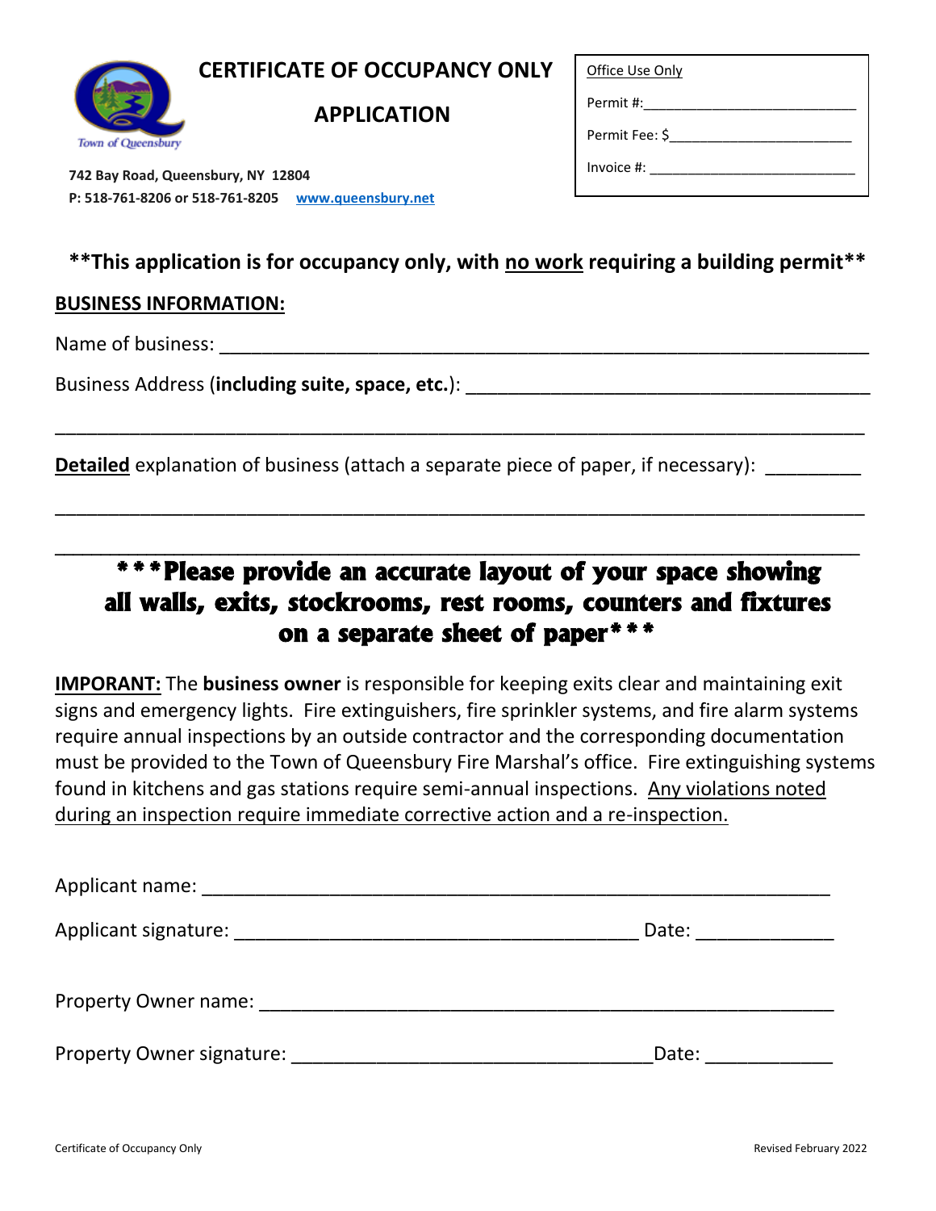# CERTIFICATE OF OCCUPANCY ONLY

# APPLICATION

Town of Queensbury

**742 Bay Road, Queensbury, NY 12804**
**P: 518-761-8206 or 518-761-8205** **www.queensbury.net**

| Office Use Only |
|---|
| Permit #:___________________________ |
| Permit Fee: $_______________________ |
| Invoice #: __________________________ |

**\*\*This application is for occupancy only, with no work requiring a building permit\*\***

## BUSINESS INFORMATION:

Name of business: ____________________________________________________________

Business Address (**including suite, space, etc.**): ______________________________________

_____________________________________________________________________________

**Detailed** explanation of business (attach a separate piece of paper, if necessary): _________

_____________________________________________________________________________

_____________________________________________________________________________

**\*\*\*Please provide an accurate layout of your space showing all walls, exits, stockrooms, rest rooms, counters and fixtures on a separate sheet of paper\*\*\***

**IMPORANT:** The **business owner** is responsible for keeping exits clear and maintaining exit signs and emergency lights. Fire extinguishers, fire sprinkler systems, and fire alarm systems require annual inspections by an outside contractor and the corresponding documentation must be provided to the Town of Queensbury Fire Marshal's office. Fire extinguishing systems found in kitchens and gas stations require semi-annual inspections. Any violations noted during an inspection require immediate corrective action and a re-inspection.

Applicant name: ___________________________________________________________

Applicant signature: ______________________________________ Date: _____________

Property Owner name: ______________________________________________________

Property Owner signature: __________________________________Date: ____________

Certificate of Occupancy Only Revised February 2022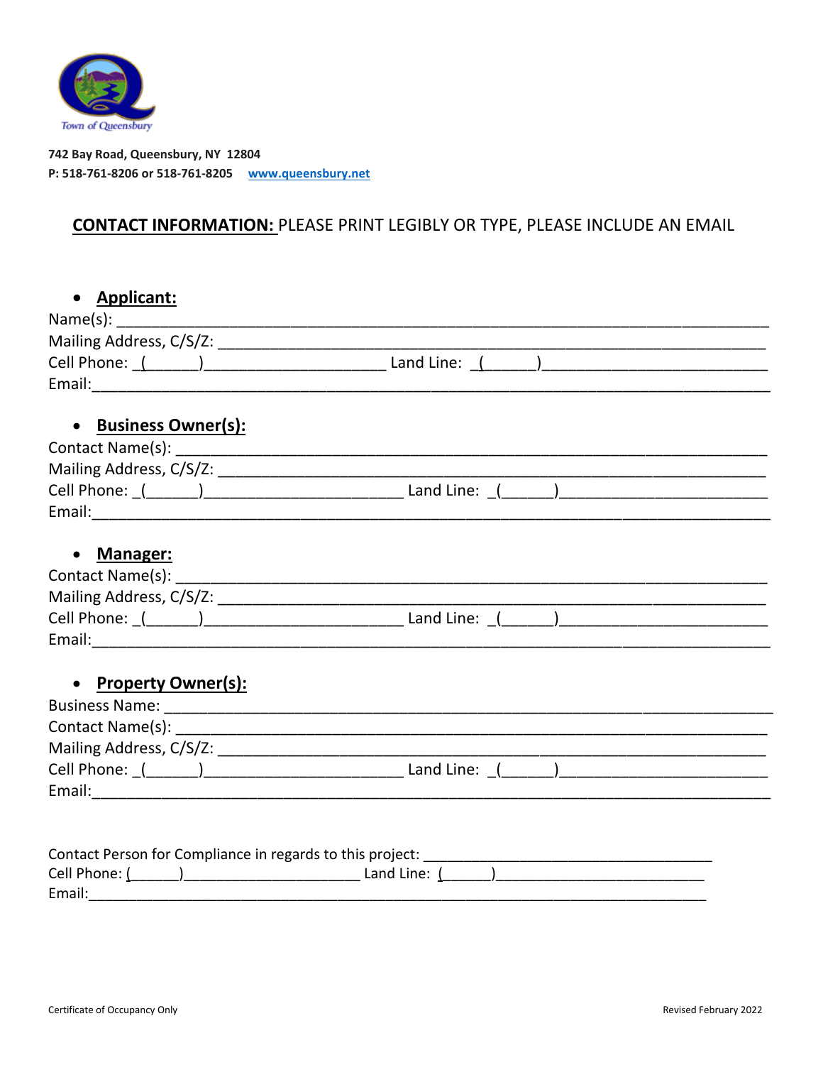Town of Queensbury

**742 Bay Road, Queensbury, NY 12804**
**P: 518-761-8206 or 518-761-8205** [www.queensbury.net](http://www.queensbury.net)

**CONTACT INFORMATION:** PLEASE PRINT LEGIBLY OR TYPE, PLEASE INCLUDE AN EMAIL

- **Applicant:**

Name(s): ______________________________________________
Mailing Address, C/S/Z: ______________________________________________
Cell Phone: (______)____________________ Land Line: (______)____________________
Email:______________________________________________

- **Business Owner(s):**

Contact Name(s): ______________________________________________
Mailing Address, C/S/Z: ______________________________________________
Cell Phone: (______)____________________ Land Line: (______)____________________
Email:______________________________________________

- **Manager:**

Contact Name(s): ______________________________________________
Mailing Address, C/S/Z: ______________________________________________
Cell Phone: (______)____________________ Land Line: (______)____________________
Email:______________________________________________

- **Property Owner(s):**

Business Name: ______________________________________________
Contact Name(s): ______________________________________________
Mailing Address, C/S/Z: ______________________________________________
Cell Phone: (______)____________________ Land Line: (______)____________________
Email:______________________________________________

Contact Person for Compliance in regards to this project: ______________________________
Cell Phone: (______)____________________ Land Line: (______)____________________
Email:______________________________________________

Certificate of Occupancy Only

Revised February 2022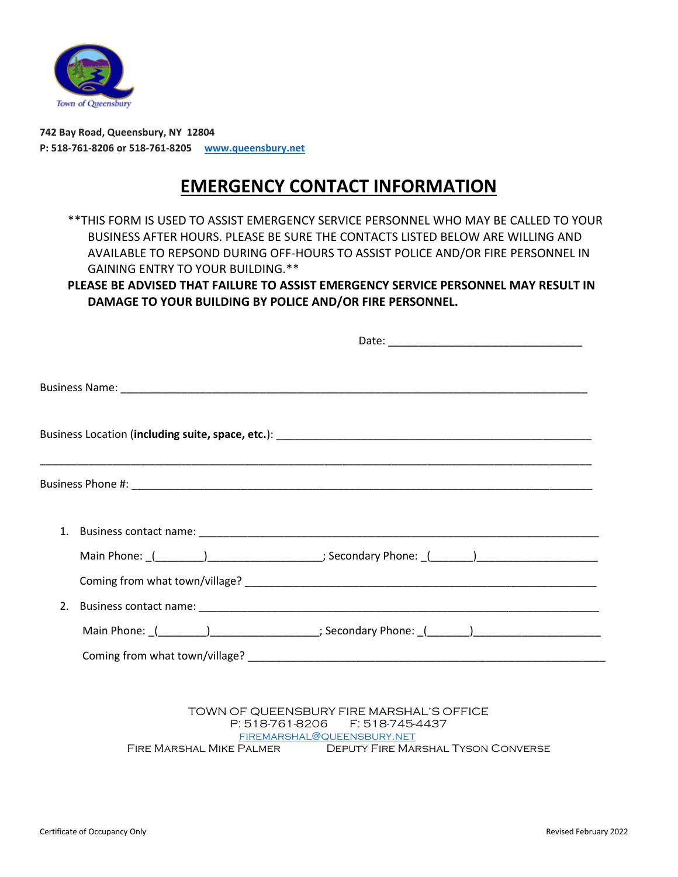Town of Queensbury

**742 Bay Road, Queensbury, NY 12804**
**P: 518-761-8206 or 518-761-8205** [www.queensbury.net](http://www.queensbury.net)

# EMERGENCY CONTACT INFORMATION

**THIS FORM IS USED TO ASSIST EMERGENCY SERVICE PERSONNEL WHO MAY BE CALLED TO YOUR BUSINESS AFTER HOURS. PLEASE BE SURE THE CONTACTS LISTED BELOW ARE WILLING AND AVAILABLE TO REPSOND DURING OFF-HOURS TO ASSIST POLICE AND/OR FIRE PERSONNEL IN GAINING ENTRY TO YOUR BUILDING.**

**PLEASE BE ADVISED THAT FAILURE TO ASSIST EMERGENCY SERVICE PERSONNEL MAY RESULT IN DAMAGE TO YOUR BUILDING BY POLICE AND/OR FIRE PERSONNEL.**

Date: ________________________________

Business Name: ____________________________________________________________________________

Business Location (**including suite, space, etc.**): ______________________________________________________

__________________________________________________________________________________________

Business Phone #: __________________________________________________________________________

1. Business contact name: ________________________________________________________________

   Main Phone: _(________)__________________; Secondary Phone: _(_______)____________________

   Coming from what town/village? ________________________________________________________

2. Business contact name: ________________________________________________________________

   Main Phone: _(________)_________________; Secondary Phone: _(_______)____________________

   Coming from what town/village? _________________________________________________________

TOWN OF QUEENSBURY FIRE MARSHAL'S OFFICE
P: 518-761-8206 F: 518-745-4437
[FIREMARSHAL@QUEENSBURY.NET](mailto:FIREMARSHAL@QUEENSBURY.NET)
Fire Marshal Mike Palmer Deputy Fire Marshal Tyson Converse

Certificate of Occupancy Only Revised February 2022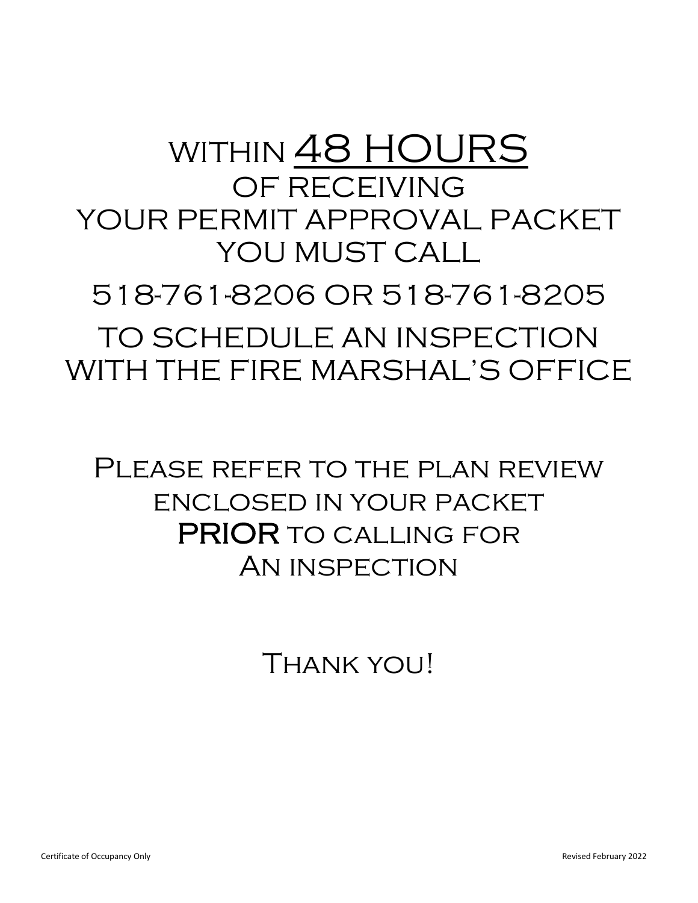WITHIN **<u>48 HOURS</u>**
OF RECEIVING
YOUR PERMIT APPROVAL PACKET
YOU MUST CALL

518-761-8206 OR 518-761-8205

TO SCHEDULE AN INSPECTION
WITH THE FIRE MARSHAL'S OFFICE

Please refer to the plan review
enclosed in your packet
**PRIOR** to calling for
An inspection

Thank you!

Certificate of Occupancy Only

Revised February 2022